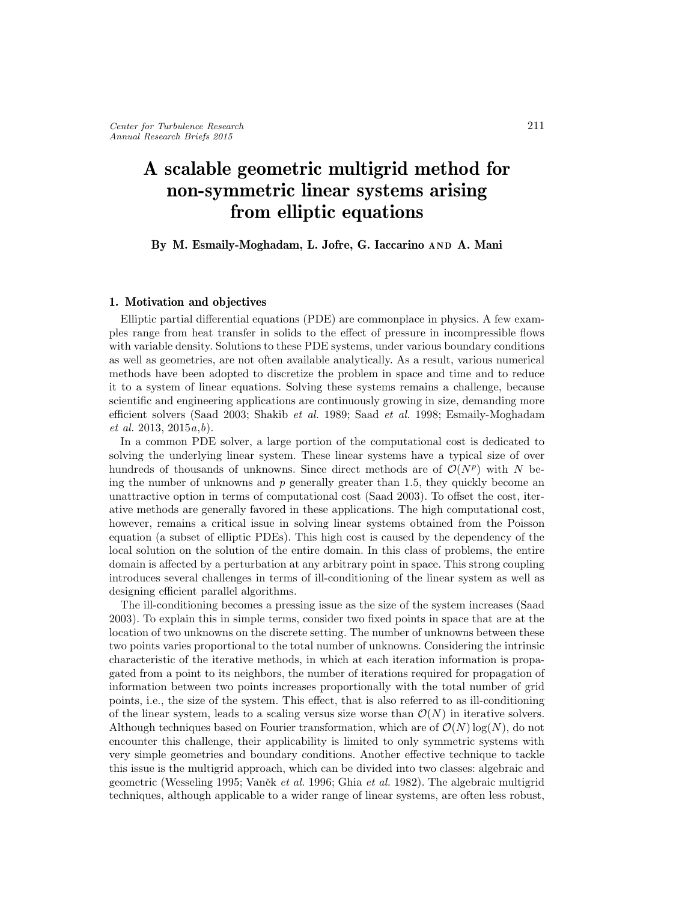# A scalable geometric multigrid method for non-symmetric linear systems arising from elliptic equations

**By M. Esmaily-Moghadam, L. Jofre, G. Iaccarino AND A. Mani**

## 1. Motivation and objectives

Elliptic partial differential equations (PDE) are commonplace in physics. A few examples range from heat transfer in solids to the effect of pressure in incompressible flows with variable density. Solutions to these PDE systems, under various boundary conditions as well as geometries, are not often available analytically. As a result, various numerical methods have been adopted to discretize the problem in space and time and to reduce it to a system of linear equations. Solving these systems remains a challenge, because scientific and engineering applications are continuously growing in size, demanding more efficient solvers (Saad 2003; Shakib *et al.* 1989; Saad *et al.* 1998; Esmaily-Moghadam *et al.* 2013, 2015*a*,*b*).

In a common PDE solver, a large portion of the computational cost is dedicated to solving the underlying linear system. These linear systems have a typical size of over hundreds of thousands of unknowns. Since direct methods are of $\mathcal{O}(N^p)$ with $N$ being the number of unknowns and $p$ generally greater than 1.5, they quickly become an unattractive option in terms of computational cost (Saad 2003). To offset the cost, iterative methods are generally favored in these applications. The high computational cost, however, remains a critical issue in solving linear systems obtained from the Poisson equation (a subset of elliptic PDEs). This high cost is caused by the dependency of the local solution on the solution of the entire domain. In this class of problems, the entire domain is affected by a perturbation at any arbitrary point in space. This strong coupling introduces several challenges in terms of ill-conditioning of the linear system as well as designing efficient parallel algorithms.

The ill-conditioning becomes a pressing issue as the size of the system increases (Saad 2003). To explain this in simple terms, consider two fixed points in space that are at the location of two unknowns on the discrete setting. The number of unknowns between these two points varies proportional to the total number of unknowns. Considering the intrinsic characteristic of the iterative methods, in which at each iteration information is propagated from a point to its neighbors, the number of iterations required for propagation of information between two points increases proportionally with the total number of grid points, i.e., the size of the system. This effect, that is also referred to as ill-conditioning of the linear system, leads to a scaling versus size worse than $\mathcal{O}(N)$ in iterative solvers. Although techniques based on Fourier transformation, which are of $\mathcal{O}(N)\log(N)$, do not encounter this challenge, their applicability is limited to only symmetric systems with very simple geometries and boundary conditions. Another effective technique to tackle this issue is the multigrid approach, which can be divided into two classes: algebraic and geometric (Wesseling 1995; Vaněk *et al.* 1996; Ghia *et al.* 1982). The algebraic multigrid techniques, although applicable to a wider range of linear systems, are often less robust,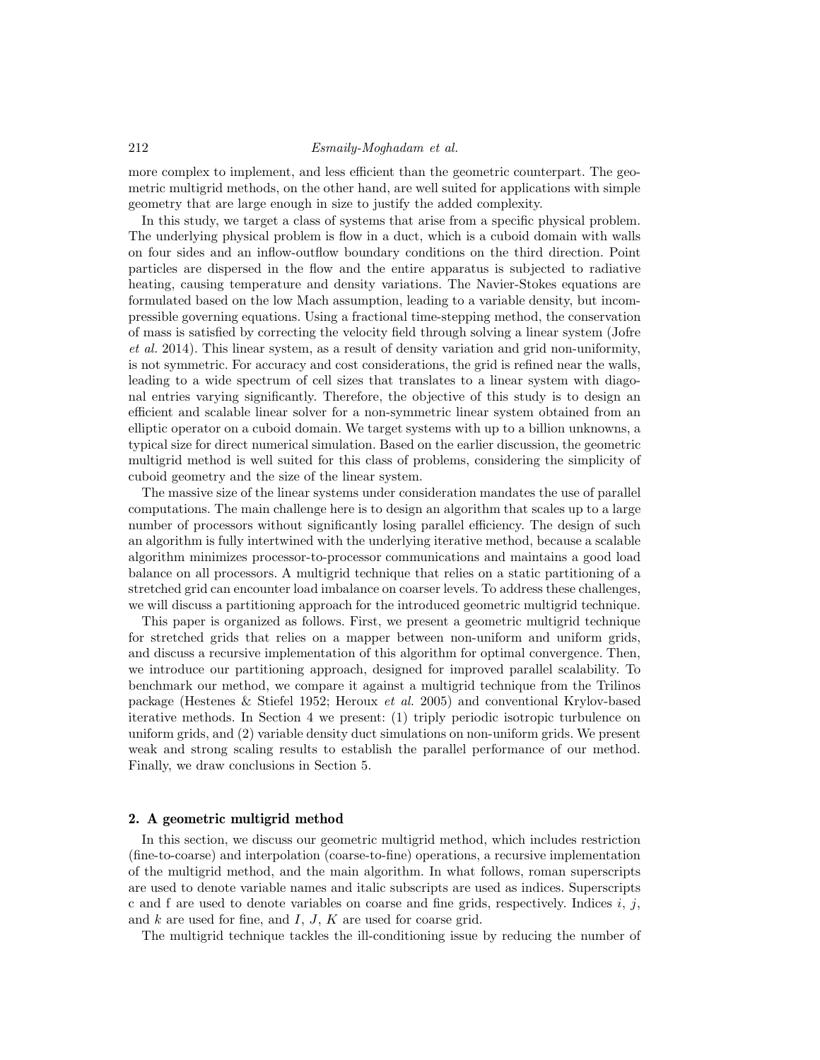more complex to implement, and less efficient than the geometric counterpart. The geometric multigrid methods, on the other hand, are well suited for applications with simple geometry that are large enough in size to justify the added complexity.

In this study, we target a class of systems that arise from a specific physical problem. The underlying physical problem is flow in a duct, which is a cuboid domain with walls on four sides and an inflow-outflow boundary conditions on the third direction. Point particles are dispersed in the flow and the entire apparatus is subjected to radiative heating, causing temperature and density variations. The Navier-Stokes equations are formulated based on the low Mach assumption, leading to a variable density, but incompressible governing equations. Using a fractional time-stepping method, the conservation of mass is satisfied by correcting the velocity field through solving a linear system (Jofre *et al.* 2014). This linear system, as a result of density variation and grid non-uniformity, is not symmetric. For accuracy and cost considerations, the grid is refined near the walls, leading to a wide spectrum of cell sizes that translates to a linear system with diagonal entries varying significantly. Therefore, the objective of this study is to design an efficient and scalable linear solver for a non-symmetric linear system obtained from an elliptic operator on a cuboid domain. We target systems with up to a billion unknowns, a typical size for direct numerical simulation. Based on the earlier discussion, the geometric multigrid method is well suited for this class of problems, considering the simplicity of cuboid geometry and the size of the linear system.

The massive size of the linear systems under consideration mandates the use of parallel computations. The main challenge here is to design an algorithm that scales up to a large number of processors without significantly losing parallel efficiency. The design of such an algorithm is fully intertwined with the underlying iterative method, because a scalable algorithm minimizes processor-to-processor communications and maintains a good load balance on all processors. A multigrid technique that relies on a static partitioning of a stretched grid can encounter load imbalance on coarser levels. To address these challenges, we will discuss a partitioning approach for the introduced geometric multigrid technique.

This paper is organized as follows. First, we present a geometric multigrid technique for stretched grids that relies on a mapper between non-uniform and uniform grids, and discuss a recursive implementation of this algorithm for optimal convergence. Then, we introduce our partitioning approach, designed for improved parallel scalability. To benchmark our method, we compare it against a multigrid technique from the Trilinos package (Hestenes & Stiefel 1952; Heroux *et al.* 2005) and conventional Krylov-based iterative methods. In Section 4 we present: (1) triply periodic isotropic turbulence on uniform grids, and (2) variable density duct simulations on non-uniform grids. We present weak and strong scaling results to establish the parallel performance of our method. Finally, we draw conclusions in Section 5.

## 2. A geometric multigrid method

In this section, we discuss our geometric multigrid method, which includes restriction (fine-to-coarse) and interpolation (coarse-to-fine) operations, a recursive implementation of the multigrid method, and the main algorithm. In what follows, roman superscripts are used to denote variable names and italic subscripts are used as indices. Superscripts c and f are used to denote variables on coarse and fine grids, respectively. Indices $i$, $j$, and $k$ are used for fine, and $I$, $J$, $K$ are used for coarse grid.

The multigrid technique tackles the ill-conditioning issue by reducing the number of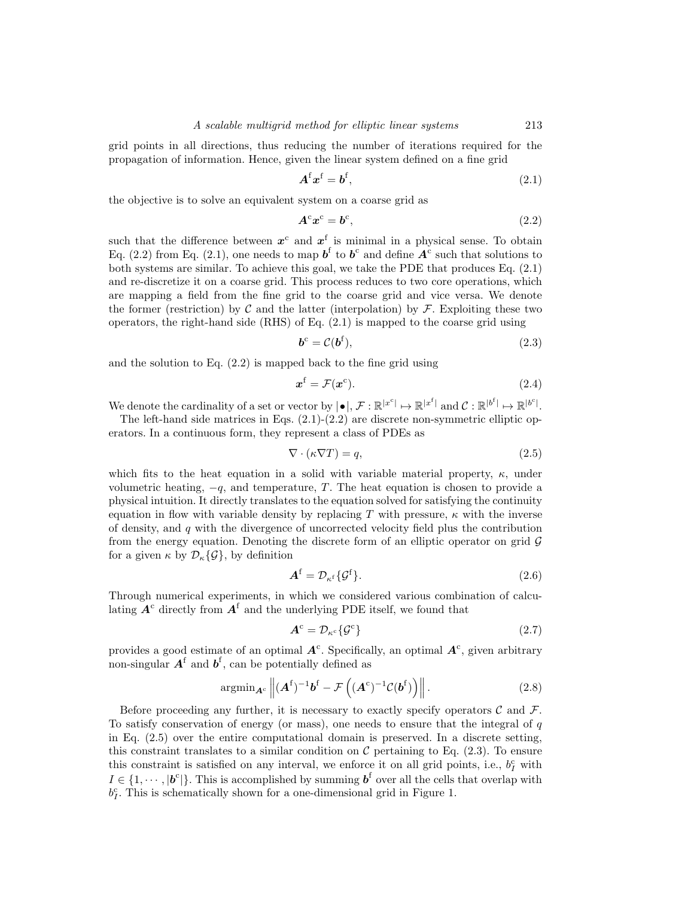grid points in all directions, thus reducing the number of iterations required for the propagation of information. Hence, given the linear system defined on a fine grid

$$\boldsymbol{A}^{\mathrm{f}}\boldsymbol{x}^{\mathrm{f}} = \boldsymbol{b}^{\mathrm{f}}, \tag{2.1}$$

the objective is to solve an equivalent system on a coarse grid as

$$\boldsymbol{A}^{\mathrm{c}}\boldsymbol{x}^{\mathrm{c}} = \boldsymbol{b}^{\mathrm{c}}, \tag{2.2}$$

such that the difference between $\boldsymbol{x}^{\mathrm{c}}$ and $\boldsymbol{x}^{\mathrm{f}}$ is minimal in a physical sense. To obtain Eq. (2.2) from Eq. (2.1), one needs to map $\boldsymbol{b}^{\mathrm{f}}$ to $\boldsymbol{b}^{\mathrm{c}}$ and define $\boldsymbol{A}^{\mathrm{c}}$ such that solutions to both systems are similar. To achieve this goal, we take the PDE that produces Eq. (2.1) and re-discretize it on a coarse grid. This process reduces to two core operations, which are mapping a field from the fine grid to the coarse grid and vice versa. We denote the former (restriction) by $\mathcal{C}$ and the latter (interpolation) by $\mathcal{F}$. Exploiting these two operators, the right-hand side (RHS) of Eq. (2.1) is mapped to the coarse grid using

$$\boldsymbol{b}^{\mathrm{c}} = \mathcal{C}(\boldsymbol{b}^{\mathrm{f}}), \tag{2.3}$$

and the solution to Eq. (2.2) is mapped back to the fine grid using

$$\boldsymbol{x}^{\mathrm{f}} = \mathcal{F}(\boldsymbol{x}^{\mathrm{c}}). \tag{2.4}$$

We denote the cardinality of a set or vector by $|\bullet|$, $\mathcal{F} : \mathbb{R}^{|x^{\mathrm{c}}|} \mapsto \mathbb{R}^{|x^{\mathrm{f}}|}$ and $\mathcal{C} : \mathbb{R}^{|b^{\mathrm{f}}|} \mapsto \mathbb{R}^{|b^{\mathrm{c}}|}$.

The left-hand side matrices in Eqs. (2.1)-(2.2) are discrete non-symmetric elliptic operators. In a continuous form, they represent a class of PDEs as

$$\nabla \cdot (\kappa \nabla T) = q, \tag{2.5}$$

which fits to the heat equation in a solid with variable material property, $\kappa$, under volumetric heating, $-q$, and temperature, $T$. The heat equation is chosen to provide a physical intuition. It directly translates to the equation solved for satisfying the continuity equation in flow with variable density by replacing $T$ with pressure, $\kappa$ with the inverse of density, and $q$ with the divergence of uncorrected velocity field plus the contribution from the energy equation. Denoting the discrete form of an elliptic operator on grid $\mathcal{G}$ for a given $\kappa$ by $\mathcal{D}_{\kappa}\{\mathcal{G}\}$, by definition

$$\boldsymbol{A}^{\mathrm{f}} = \mathcal{D}_{\kappa^{\mathrm{f}}}\{\mathcal{G}^{\mathrm{f}}\}. \tag{2.6}$$

Through numerical experiments, in which we considered various combination of calculating $\boldsymbol{A}^{\mathrm{c}}$ directly from $\boldsymbol{A}^{\mathrm{f}}$ and the underlying PDE itself, we found that

$$\boldsymbol{A}^{\mathrm{c}} = \mathcal{D}_{\kappa^{\mathrm{c}}}\{\mathcal{G}^{\mathrm{c}}\} \tag{2.7}$$

provides a good estimate of an optimal $\boldsymbol{A}^{\mathrm{c}}$. Specifically, an optimal $\boldsymbol{A}^{\mathrm{c}}$, given arbitrary non-singular $\boldsymbol{A}^{\mathrm{f}}$ and $\boldsymbol{b}^{\mathrm{f}}$, can be potentially defined as

$$\mathrm{argmin}_{\boldsymbol{A}^{\mathrm{c}}} \left\| (\boldsymbol{A}^{\mathrm{f}})^{-1}\boldsymbol{b}^{\mathrm{f}} - \mathcal{F}\left( (\boldsymbol{A}^{\mathrm{c}})^{-1}\mathcal{C}(\boldsymbol{b}^{\mathrm{f}}) \right) \right\|. \tag{2.8}$$

Before proceeding any further, it is necessary to exactly specify operators $\mathcal{C}$ and $\mathcal{F}$. To satisfy conservation of energy (or mass), one needs to ensure that the integral of $q$ in Eq. (2.5) over the entire computational domain is preserved. In a discrete setting, this constraint translates to a similar condition on $\mathcal{C}$ pertaining to Eq. (2.3). To ensure this constraint is satisfied on any interval, we enforce it on all grid points, i.e., $b^{\mathrm{c}}_I$ with $I \in \{1, \cdots, |\boldsymbol{b}^{\mathrm{c}}|\}$. This is accomplished by summing $\boldsymbol{b}^{\mathrm{f}}$ over all the cells that overlap with $b^{\mathrm{c}}_I$. This is schematically shown for a one-dimensional grid in Figure 1.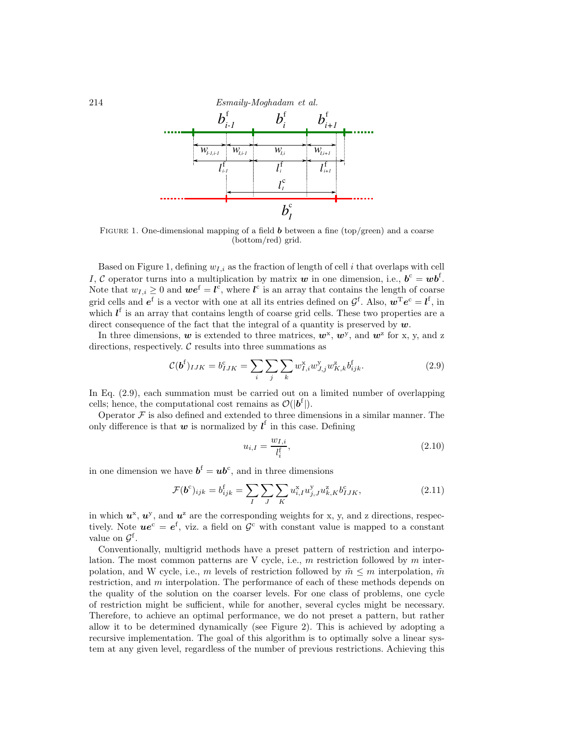FIGURE 1. One-dimensional mapping of a field $\boldsymbol{b}$ between a fine (top/green) and a coarse (bottom/red) grid.

Based on Figure 1, defining $w_{I,i}$ as the fraction of length of cell $i$ that overlaps with cell $I$, $\mathcal{C}$ operator turns into a multiplication by matrix $\boldsymbol{w}$ in one dimension, i.e., $\boldsymbol{b}^{\mathrm{c}} = \boldsymbol{w}\boldsymbol{b}^{\mathrm{f}}$. Note that $w_{I,i} \geq 0$ and $\boldsymbol{w}\boldsymbol{e}^{\mathrm{f}} = \boldsymbol{l}^{\mathrm{c}}$, where $\boldsymbol{l}^{\mathrm{c}}$ is an array that contains the length of coarse grid cells and $\boldsymbol{e}^{\mathrm{f}}$ is a vector with one at all its entries defined on $\mathcal{G}^{\mathrm{f}}$. Also, $\boldsymbol{w}^{\mathrm{T}}\boldsymbol{e}^{\mathrm{c}} = \boldsymbol{l}^{\mathrm{f}}$, in which $\boldsymbol{l}^{\mathrm{f}}$ is an array that contains length of coarse grid cells. These two properties are a direct consequence of the fact that the integral of a quantity is preserved by $\boldsymbol{w}$.

In three dimensions, $\boldsymbol{w}$ is extended to three matrices, $\boldsymbol{w}^{\mathrm{x}}$, $\boldsymbol{w}^{\mathrm{y}}$, and $\boldsymbol{w}^{\mathrm{z}}$ for x, y, and z directions, respectively. $\mathcal{C}$ results into three summations as

$$\mathcal{C}(\boldsymbol{b}^{\mathrm{f}})_{IJK} = b^{\mathrm{c}}_{IJK} = \sum_i \sum_j \sum_k w^{\mathrm{x}}_{I,i} w^{\mathrm{y}}_{J,j} w^{\mathrm{z}}_{K,k} b^{\mathrm{f}}_{ijk}. \tag{2.9}$$

In Eq. (2.9), each summation must be carried out on a limited number of overlapping cells; hence, the computational cost remains as $\mathcal{O}(|\boldsymbol{b}^{\mathrm{f}}|)$.

Operator $\mathcal{F}$ is also defined and extended to three dimensions in a similar manner. The only difference is that $\boldsymbol{w}$ is normalized by $\boldsymbol{l}^{\mathrm{f}}$ in this case. Defining

$$u_{i,I} = \frac{w_{I,i}}{l^{\mathrm{f}}_i}, \tag{2.10}$$

in one dimension we have $\boldsymbol{b}^{\mathrm{f}} = \boldsymbol{u}\boldsymbol{b}^{\mathrm{c}}$, and in three dimensions

$$\mathcal{F}(\boldsymbol{b}^{\mathrm{c}})_{ijk} = b^{\mathrm{f}}_{ijk} = \sum_I \sum_J \sum_K u^{\mathrm{x}}_{i,I} u^{\mathrm{y}}_{j,J} u^{\mathrm{z}}_{k,K} b^{\mathrm{c}}_{IJK}, \tag{2.11}$$

in which $\boldsymbol{u}^{\mathrm{x}}$, $\boldsymbol{u}^{\mathrm{y}}$, and $\boldsymbol{u}^{\mathrm{z}}$ are the corresponding weights for x, y, and z directions, respectively. Note $\boldsymbol{u}\boldsymbol{e}^{\mathrm{c}} = \boldsymbol{e}^{\mathrm{f}}$, viz. a field on $\mathcal{G}^{\mathrm{c}}$ with constant value is mapped to a constant value on $\mathcal{G}^{\mathrm{f}}$.

Conventionally, multigrid methods have a preset pattern of restriction and interpolation. The most common patterns are V cycle, i.e., $m$ restriction followed by $m$ interpolation, and W cycle, i.e., $m$ levels of restriction followed by $\tilde{m} \leq m$ interpolation, $\tilde{m}$ restriction, and $m$ interpolation. The performance of each of these methods depends on the quality of the solution on the coarser levels. For one class of problems, one cycle of restriction might be sufficient, while for another, several cycles might be necessary. Therefore, to achieve an optimal performance, we do not preset a pattern, but rather allow it to be determined dynamically (see Figure 2). This is achieved by adopting a recursive implementation. The goal of this algorithm is to optimally solve a linear system at any given level, regardless of the number of previous restrictions. Achieving this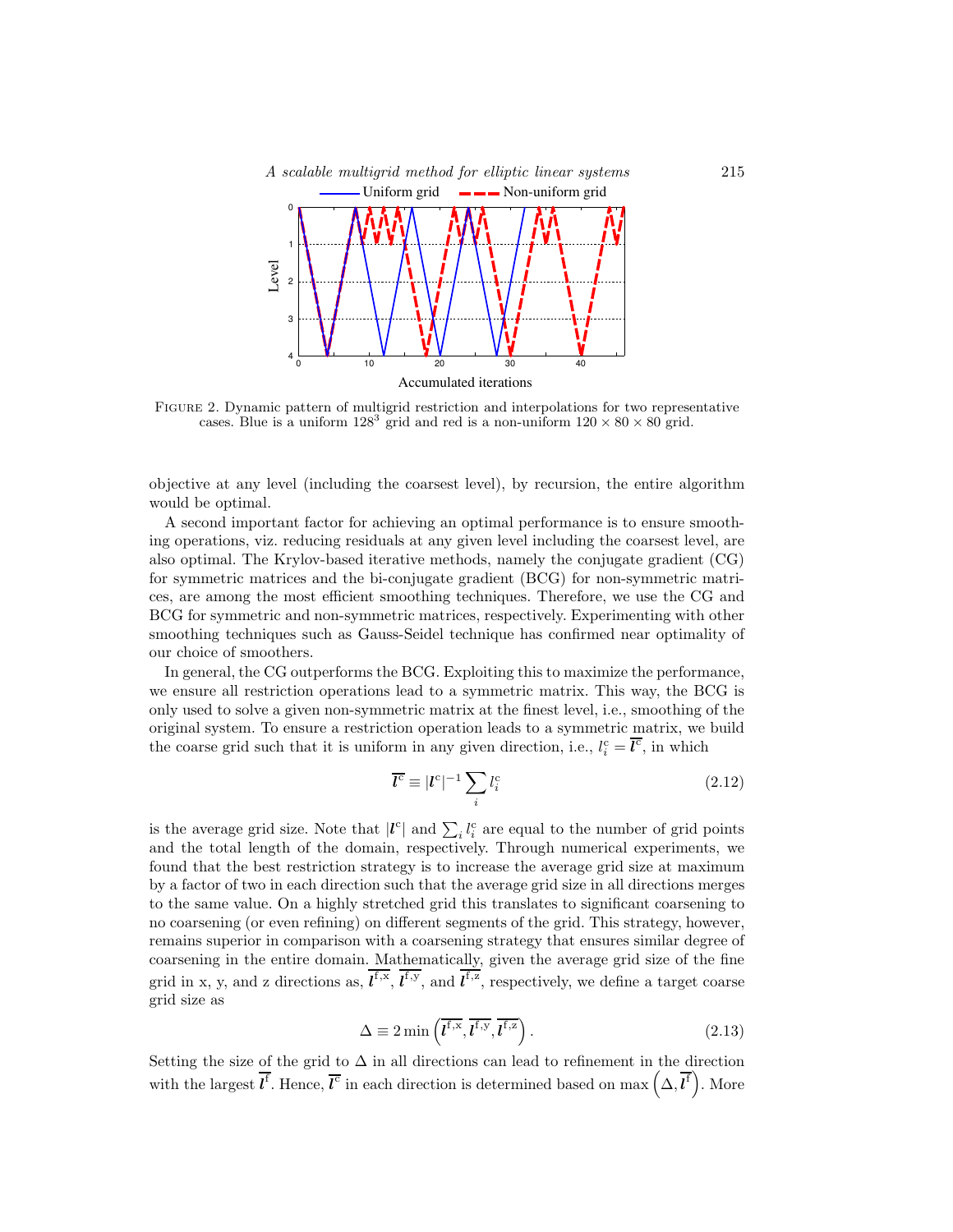FIGURE 2. Dynamic pattern of multigrid restriction and interpolations for two representative cases. Blue is a uniform $128^3$ grid and red is a non-uniform $120 \times 80 \times 80$ grid.

objective at any level (including the coarsest level), by recursion, the entire algorithm would be optimal.

A second important factor for achieving an optimal performance is to ensure smoothing operations, viz. reducing residuals at any given level including the coarsest level, are also optimal. The Krylov-based iterative methods, namely the conjugate gradient (CG) for symmetric matrices and the bi-conjugate gradient (BCG) for non-symmetric matrices, are among the most efficient smoothing techniques. Therefore, we use the CG and BCG for symmetric and non-symmetric matrices, respectively. Experimenting with other smoothing techniques such as Gauss-Seidel technique has confirmed near optimality of our choice of smoothers.

In general, the CG outperforms the BCG. Exploiting this to maximize the performance, we ensure all restriction operations lead to a symmetric matrix. This way, the BCG is only used to solve a given non-symmetric matrix at the finest level, i.e., smoothing of the original system. To ensure a restriction operation leads to a symmetric matrix, we build the coarse grid such that it is uniform in any given direction, i.e., $l^{c}_{i} = \overline{\boldsymbol{l}^{c}}$, in which

$$\overline{\boldsymbol{l}^{c}} \equiv |\boldsymbol{l}^{c}|^{-1} \sum_{i} l^{c}_{i} \tag{2.12}$$

is the average grid size. Note that $|\boldsymbol{l}^{c}|$ and $\sum_{i} l^{c}_{i}$ are equal to the number of grid points and the total length of the domain, respectively. Through numerical experiments, we found that the best restriction strategy is to increase the average grid size at maximum by a factor of two in each direction such that the average grid size in all directions merges to the same value. On a highly stretched grid this translates to significant coarsening to no coarsening (or even refining) on different segments of the grid. This strategy, however, remains superior in comparison with a coarsening strategy that ensures similar degree of coarsening in the entire domain. Mathematically, given the average grid size of the fine grid in x, y, and z directions as, $\overline{\boldsymbol{l}^{f,x}}$, $\overline{\boldsymbol{l}^{f,y}}$, and $\overline{\boldsymbol{l}^{f,z}}$, respectively, we define a target coarse grid size as

$$\Delta \equiv 2 \min\left(\overline{\boldsymbol{l}^{f,x}}, \overline{\boldsymbol{l}^{f,y}}, \overline{\boldsymbol{l}^{f,z}}\right). \tag{2.13}$$

Setting the size of the grid to $\Delta$ in all directions can lead to refinement in the direction with the largest $\overline{\boldsymbol{l}^{f}}$. Hence, $\overline{\boldsymbol{l}^{c}}$ in each direction is determined based on $\max\left(\Delta, \overline{\boldsymbol{l}^{f}}\right)$. More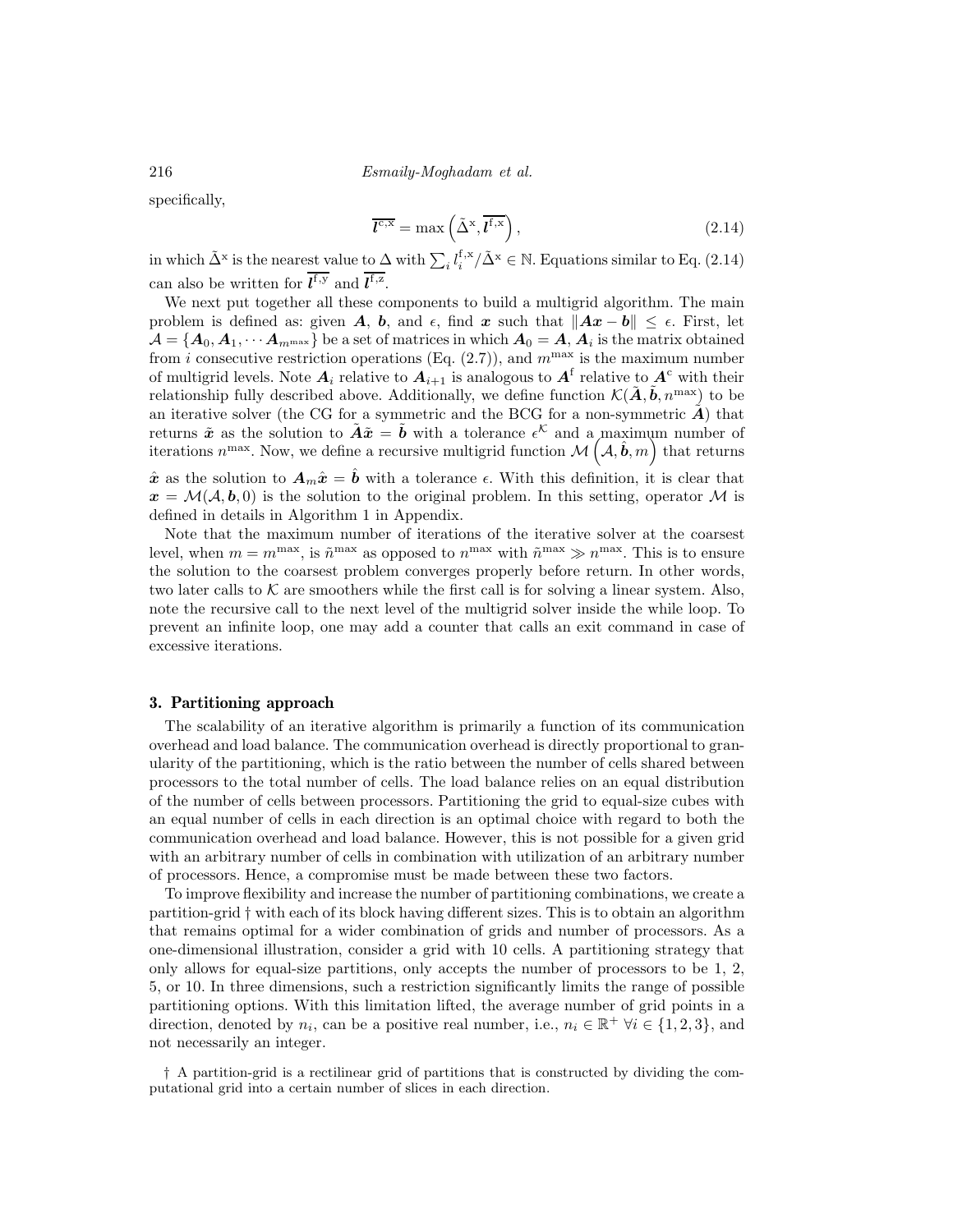specifically,

$$\overline{l^{\mathrm{c,x}}} = \max\left(\tilde{\Delta}^{\mathrm{x}}, \overline{l^{\mathrm{f,x}}}\right), \tag{2.14}$$

in which $\tilde{\Delta}^{\mathrm{x}}$ is the nearest value to $\Delta$ with $\sum_i l_i^{\mathrm{f,x}}/\tilde{\Delta}^{\mathrm{x}} \in \mathbb{N}$. Equations similar to Eq. (2.14) can also be written for $\overline{\boldsymbol{l}^{\mathrm{f,y}}}$ and $\overline{\boldsymbol{l}^{\mathrm{f,z}}}$.

We next put together all these components to build a multigrid algorithm. The main problem is defined as: given $\boldsymbol{A}$, $\boldsymbol{b}$, and $\epsilon$, find $\boldsymbol{x}$ such that $\|\boldsymbol{A}\boldsymbol{x} - \boldsymbol{b}\| \leq \epsilon$. First, let $\mathcal{A} = \{\boldsymbol{A}_0, \boldsymbol{A}_1, \cdots \boldsymbol{A}_{m^{\max}}\}$ be a set of matrices in which $\boldsymbol{A}_0 = \boldsymbol{A}$, $\boldsymbol{A}_i$ is the matrix obtained from $i$ consecutive restriction operations (Eq. (2.7)), and $m^{\max}$ is the maximum number of multigrid levels. Note $\boldsymbol{A}_i$ relative to $\boldsymbol{A}_{i+1}$ is analogous to $\boldsymbol{A}^{\mathrm{f}}$ relative to $\boldsymbol{A}^{\mathrm{c}}$ with their relationship fully described above. Additionally, we define function $\mathcal{K}(\tilde{\boldsymbol{A}}, \tilde{\boldsymbol{b}}, n^{\max})$ to be an iterative solver (the CG for a symmetric and the BCG for a non-symmetric $\tilde{\boldsymbol{A}}$) that returns $\tilde{\boldsymbol{x}}$ as the solution to $\tilde{\boldsymbol{A}}\tilde{\boldsymbol{x}} = \tilde{\boldsymbol{b}}$ with a tolerance $\epsilon^{\mathcal{K}}$ and a maximum number of iterations $n^{\max}$. Now, we define a recursive multigrid function $\mathcal{M}\left(\mathcal{A}, \hat{\boldsymbol{b}}, m\right)$ that returns $\hat{\boldsymbol{x}}$ as the solution to $\boldsymbol{A}_m\hat{\boldsymbol{x}} = \hat{\boldsymbol{b}}$ with a tolerance $\epsilon$. With this definition, it is clear that $\boldsymbol{x} = \mathcal{M}(\mathcal{A}, \boldsymbol{b}, 0)$ is the solution to the original problem. In this setting, operator $\mathcal{M}$ is defined in details in Algorithm 1 in Appendix.

Note that the maximum number of iterations of the iterative solver at the coarsest level, when $m = m^{\max}$, is $\tilde{n}^{\max}$ as opposed to $n^{\max}$ with $\tilde{n}^{\max} \gg n^{\max}$. This is to ensure the solution to the coarsest problem converges properly before return. In other words, two later calls to $\mathcal{K}$ are smoothers while the first call is for solving a linear system. Also, note the recursive call to the next level of the multigrid solver inside the while loop. To prevent an infinite loop, one may add a counter that calls an exit command in case of excessive iterations.

## 3. Partitioning approach

The scalability of an iterative algorithm is primarily a function of its communication overhead and load balance. The communication overhead is directly proportional to granularity of the partitioning, which is the ratio between the number of cells shared between processors to the total number of cells. The load balance relies on an equal distribution of the number of cells between processors. Partitioning the grid to equal-size cubes with an equal number of cells in each direction is an optimal choice with regard to both the communication overhead and load balance. However, this is not possible for a given grid with an arbitrary number of cells in combination with utilization of an arbitrary number of processors. Hence, a compromise must be made between these two factors.

To improve flexibility and increase the number of partitioning combinations, we create a partition-grid † with each of its block having different sizes. This is to obtain an algorithm that remains optimal for a wider combination of grids and number of processors. As a one-dimensional illustration, consider a grid with 10 cells. A partitioning strategy that only allows for equal-size partitions, only accepts the number of processors to be 1, 2, 5, or 10. In three dimensions, such a restriction significantly limits the range of possible partitioning options. With this limitation lifted, the average number of grid points in a direction, denoted by $n_i$, can be a positive real number, i.e., $n_i \in \mathbb{R}^+ \; \forall i \in \{1, 2, 3\}$, and not necessarily an integer.

† A partition-grid is a rectilinear grid of partitions that is constructed by dividing the computational grid into a certain number of slices in each direction.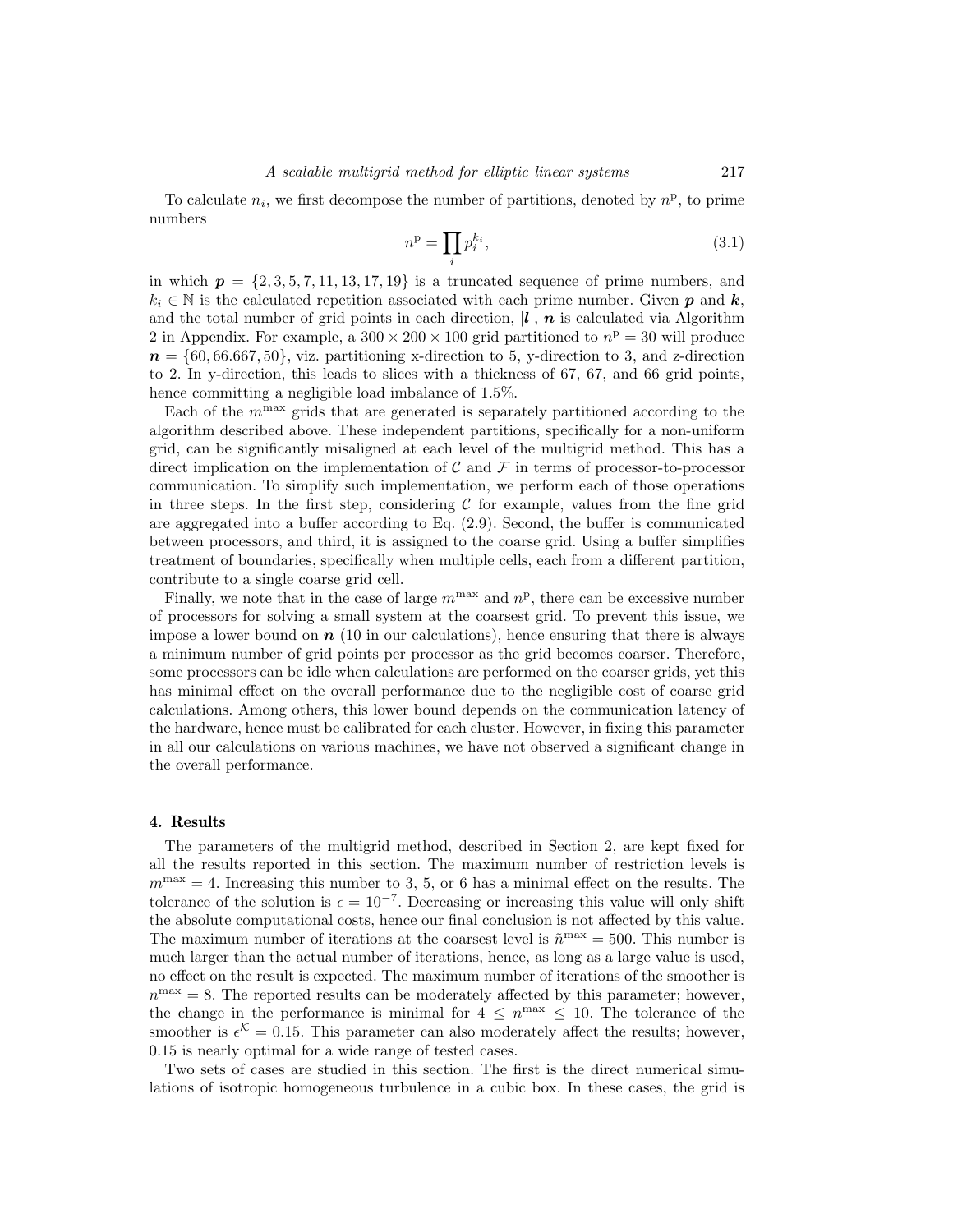To calculate $n_i$, we first decompose the number of partitions, denoted by $n^{\mathrm{p}}$, to prime numbers

$$n^{\mathrm{p}} = \prod_i p_i^{k_i}, \tag{3.1}$$

in which $\boldsymbol{p} = \{2, 3, 5, 7, 11, 13, 17, 19\}$ is a truncated sequence of prime numbers, and $k_i \in \mathbb{N}$ is the calculated repetition associated with each prime number. Given $\boldsymbol{p}$ and $\boldsymbol{k}$, and the total number of grid points in each direction, $|\boldsymbol{l}|$, $\boldsymbol{n}$ is calculated via Algorithm 2 in Appendix. For example, a $300 \times 200 \times 100$ grid partitioned to $n^{\mathrm{p}} = 30$ will produce $\boldsymbol{n} = \{60, 66.667, 50\}$, viz. partitioning x-direction to 5, y-direction to 3, and z-direction to 2. In y-direction, this leads to slices with a thickness of 67, 67, and 66 grid points, hence committing a negligible load imbalance of 1.5%.

Each of the $m^{\max}$ grids that are generated is separately partitioned according to the algorithm described above. These independent partitions, specifically for a non-uniform grid, can be significantly misaligned at each level of the multigrid method. This has a direct implication on the implementation of $\mathcal{C}$ and $\mathcal{F}$ in terms of processor-to-processor communication. To simplify such implementation, we perform each of those operations in three steps. In the first step, considering $\mathcal{C}$ for example, values from the fine grid are aggregated into a buffer according to Eq. (2.9). Second, the buffer is communicated between processors, and third, it is assigned to the coarse grid. Using a buffer simplifies treatment of boundaries, specifically when multiple cells, each from a different partition, contribute to a single coarse grid cell.

Finally, we note that in the case of large $m^{\max}$ and $n^{\mathrm{p}}$, there can be excessive number of processors for solving a small system at the coarsest grid. To prevent this issue, we impose a lower bound on $\boldsymbol{n}$ (10 in our calculations), hence ensuring that there is always a minimum number of grid points per processor as the grid becomes coarser. Therefore, some processors can be idle when calculations are performed on the coarser grids, yet this has minimal effect on the overall performance due to the negligible cost of coarse grid calculations. Among others, this lower bound depends on the communication latency of the hardware, hence must be calibrated for each cluster. However, in fixing this parameter in all our calculations on various machines, we have not observed a significant change in the overall performance.

## 4. Results

The parameters of the multigrid method, described in Section 2, are kept fixed for all the results reported in this section. The maximum number of restriction levels is $m^{\max} = 4$. Increasing this number to 3, 5, or 6 has a minimal effect on the results. The tolerance of the solution is $\epsilon = 10^{-7}$. Decreasing or increasing this value will only shift the absolute computational costs, hence our final conclusion is not affected by this value. The maximum number of iterations at the coarsest level is $\tilde{n}^{\max} = 500$. This number is much larger than the actual number of iterations, hence, as long as a large value is used, no effect on the result is expected. The maximum number of iterations of the smoother is $n^{\max} = 8$. The reported results can be moderately affected by this parameter; however, the change in the performance is minimal for $4 \leq n^{\max} \leq 10$. The tolerance of the smoother is $\epsilon^{\mathcal{K}} = 0.15$. This parameter can also moderately affect the results; however, 0.15 is nearly optimal for a wide range of tested cases.

Two sets of cases are studied in this section. The first is the direct numerical simulations of isotropic homogeneous turbulence in a cubic box. In these cases, the grid is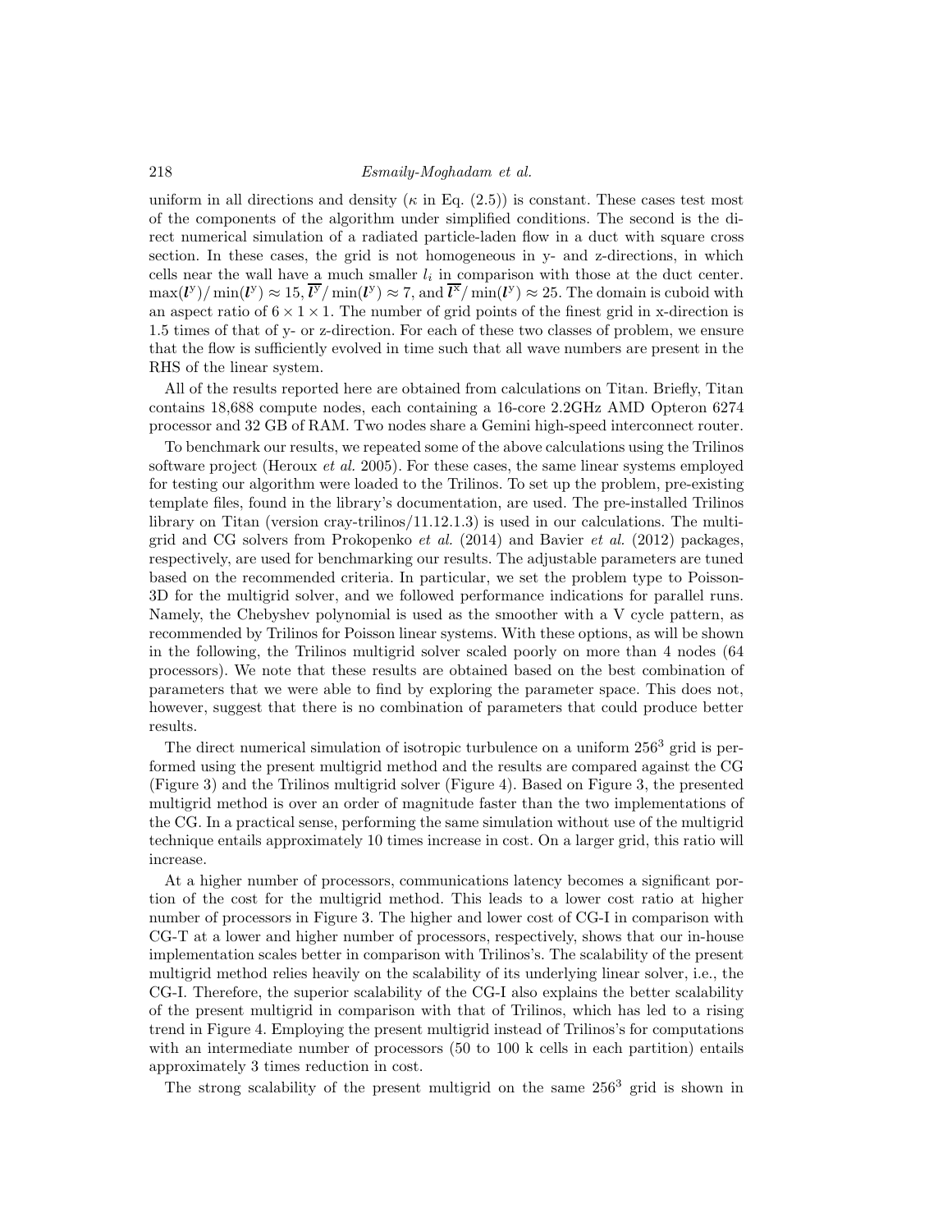uniform in all directions and density ($\kappa$ in Eq. (2.5)) is constant. These cases test most of the components of the algorithm under simplified conditions. The second is the direct numerical simulation of a radiated particle-laden flow in a duct with square cross section. In these cases, the grid is not homogeneous in y- and z-directions, in which cells near the wall have a much smaller $l_i$ in comparison with those at the duct center. $\max(\boldsymbol{l}^{\mathrm{y}})/\min(\boldsymbol{l}^{\mathrm{y}}) \approx 15$, $\overline{\boldsymbol{l}^{\mathrm{y}}}/\min(\boldsymbol{l}^{\mathrm{y}}) \approx 7$, and $\overline{\boldsymbol{l}^{\mathrm{x}}}/\min(\boldsymbol{l}^{\mathrm{y}}) \approx 25$. The domain is cuboid with an aspect ratio of $6 \times 1 \times 1$. The number of grid points of the finest grid in x-direction is 1.5 times of that of y- or z-direction. For each of these two classes of problem, we ensure that the flow is sufficiently evolved in time such that all wave numbers are present in the RHS of the linear system.

All of the results reported here are obtained from calculations on Titan. Briefly, Titan contains 18,688 compute nodes, each containing a 16-core 2.2GHz AMD Opteron 6274 processor and 32 GB of RAM. Two nodes share a Gemini high-speed interconnect router.

To benchmark our results, we repeated some of the above calculations using the Trilinos software project (Heroux *et al.* 2005). For these cases, the same linear systems employed for testing our algorithm were loaded to the Trilinos. To set up the problem, pre-existing template files, found in the library's documentation, are used. The pre-installed Trilinos library on Titan (version cray-trilinos/11.12.1.3) is used in our calculations. The multigrid and CG solvers from Prokopenko *et al.* (2014) and Bavier *et al.* (2012) packages, respectively, are used for benchmarking our results. The adjustable parameters are tuned based on the recommended criteria. In particular, we set the problem type to Poisson-3D for the multigrid solver, and we followed performance indications for parallel runs. Namely, the Chebyshev polynomial is used as the smoother with a V cycle pattern, as recommended by Trilinos for Poisson linear systems. With these options, as will be shown in the following, the Trilinos multigrid solver scaled poorly on more than 4 nodes (64 processors). We note that these results are obtained based on the best combination of parameters that we were able to find by exploring the parameter space. This does not, however, suggest that there is no combination of parameters that could produce better results.

The direct numerical simulation of isotropic turbulence on a uniform $256^3$ grid is performed using the present multigrid method and the results are compared against the CG (Figure 3) and the Trilinos multigrid solver (Figure 4). Based on Figure 3, the presented multigrid method is over an order of magnitude faster than the two implementations of the CG. In a practical sense, performing the same simulation without use of the multigrid technique entails approximately 10 times increase in cost. On a larger grid, this ratio will increase.

At a higher number of processors, communications latency becomes a significant portion of the cost for the multigrid method. This leads to a lower cost ratio at higher number of processors in Figure 3. The higher and lower cost of CG-I in comparison with CG-T at a lower and higher number of processors, respectively, shows that our in-house implementation scales better in comparison with Trilinos's. The scalability of the present multigrid method relies heavily on the scalability of its underlying linear solver, i.e., the CG-I. Therefore, the superior scalability of the CG-I also explains the better scalability of the present multigrid in comparison with that of Trilinos, which has led to a rising trend in Figure 4. Employing the present multigrid instead of Trilinos's for computations with an intermediate number of processors (50 to 100 k cells in each partition) entails approximately 3 times reduction in cost.

The strong scalability of the present multigrid on the same $256^3$ grid is shown in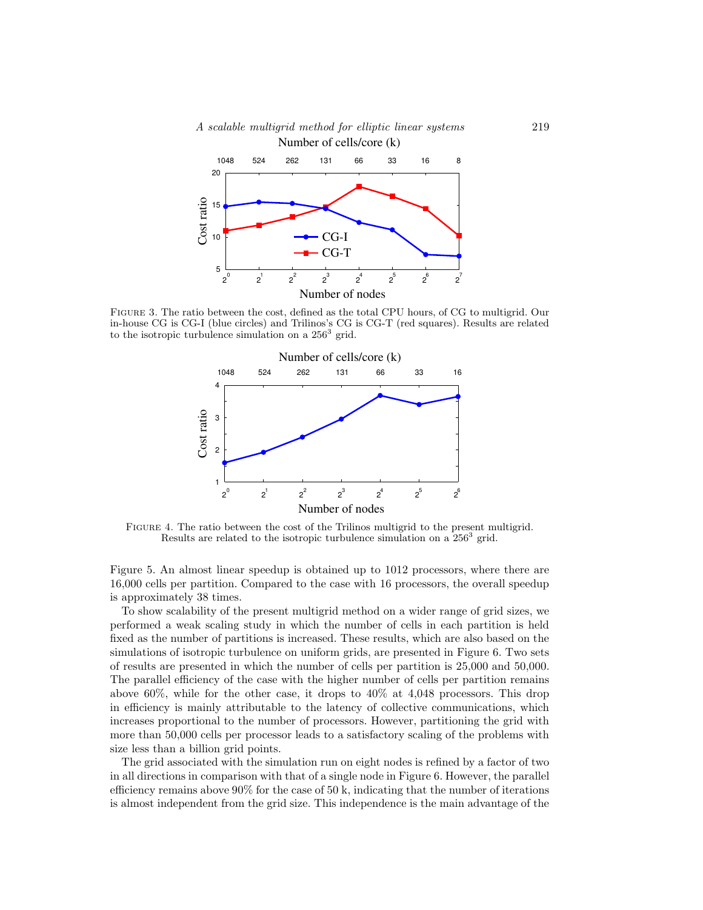FIGURE 3. The ratio between the cost, defined as the total CPU hours, of CG to multigrid. Our in-house CG is CG-I (blue circles) and Trilinos's CG is CG-T (red squares). Results are related to the isotropic turbulence simulation on a $256^3$ grid.

FIGURE 4. The ratio between the cost of the Trilinos multigrid to the present multigrid. Results are related to the isotropic turbulence simulation on a $256^3$ grid.

Figure 5. An almost linear speedup is obtained up to 1012 processors, where there are 16,000 cells per partition. Compared to the case with 16 processors, the overall speedup is approximately 38 times.

To show scalability of the present multigrid method on a wider range of grid sizes, we performed a weak scaling study in which the number of cells in each partition is held fixed as the number of partitions is increased. These results, which are also based on the simulations of isotropic turbulence on uniform grids, are presented in Figure 6. Two sets of results are presented in which the number of cells per partition is 25,000 and 50,000. The parallel efficiency of the case with the higher number of cells per partition remains above 60%, while for the other case, it drops to 40% at 4,048 processors. This drop in efficiency is mainly attributable to the latency of collective communications, which increases proportional to the number of processors. However, partitioning the grid with more than 50,000 cells per processor leads to a satisfactory scaling of the problems with size less than a billion grid points.

The grid associated with the simulation run on eight nodes is refined by a factor of two in all directions in comparison with that of a single node in Figure 6. However, the parallel efficiency remains above 90% for the case of 50 k, indicating that the number of iterations is almost independent from the grid size. This independence is the main advantage of the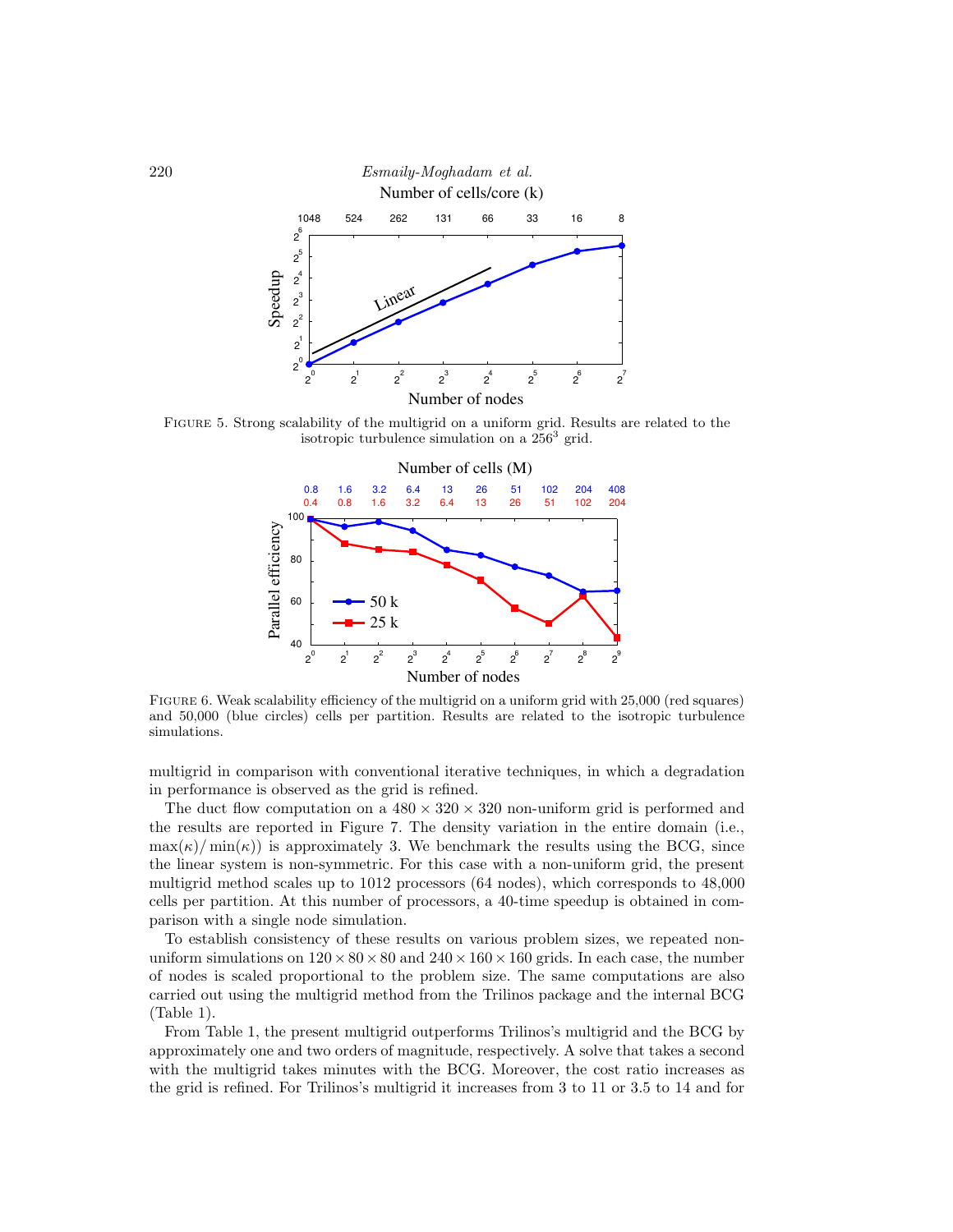FIGURE 5. Strong scalability of the multigrid on a uniform grid. Results are related to the isotropic turbulence simulation on a $256^3$ grid.

FIGURE 6. Weak scalability efficiency of the multigrid on a uniform grid with 25,000 (red squares) and 50,000 (blue circles) cells per partition. Results are related to the isotropic turbulence simulations.

multigrid in comparison with conventional iterative techniques, in which a degradation in performance is observed as the grid is refined.

The duct flow computation on a $480 \times 320 \times 320$ non-uniform grid is performed and the results are reported in Figure 7. The density variation in the entire domain (i.e., $\max(\kappa)/\min(\kappa)$) is approximately 3. We benchmark the results using the BCG, since the linear system is non-symmetric. For this case with a non-uniform grid, the present multigrid method scales up to 1012 processors (64 nodes), which corresponds to 48,000 cells per partition. At this number of processors, a 40-time speedup is obtained in comparison with a single node simulation.

To establish consistency of these results on various problem sizes, we repeated non-uniform simulations on $120 \times 80 \times 80$ and $240 \times 160 \times 160$ grids. In each case, the number of nodes is scaled proportional to the problem size. The same computations are also carried out using the multigrid method from the Trilinos package and the internal BCG (Table 1).

From Table 1, the present multigrid outperforms Trilinos's multigrid and the BCG by approximately one and two orders of magnitude, respectively. A solve that takes a second with the multigrid takes minutes with the BCG. Moreover, the cost ratio increases as the grid is refined. For Trilinos's multigrid it increases from 3 to 11 or 3.5 to 14 and for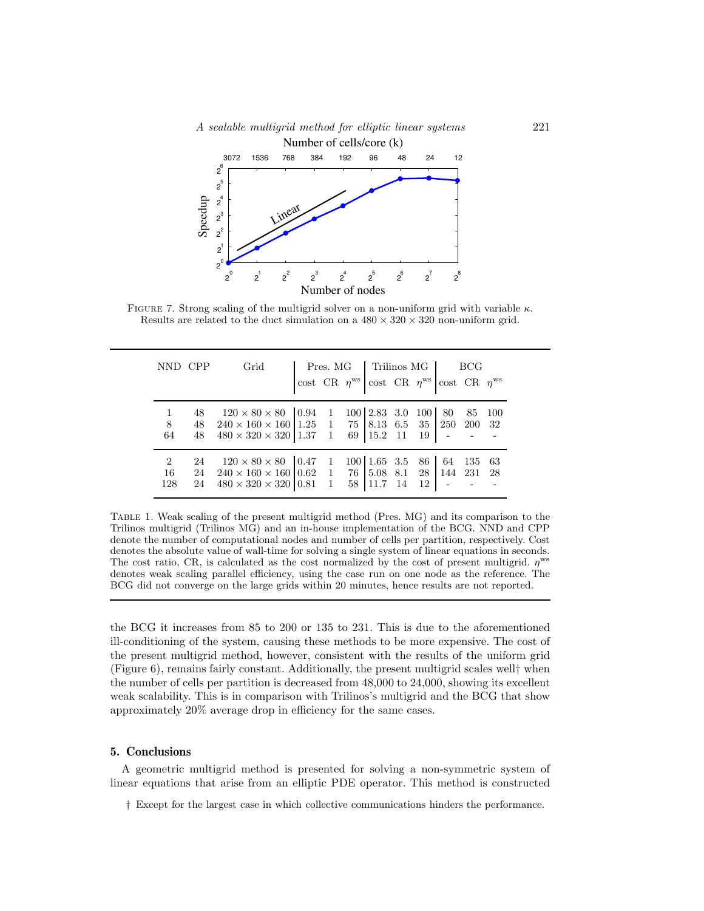FIGURE 7. Strong scaling of the multigrid solver on a non-uniform grid with variable $\kappa$. Results are related to the duct simulation on a $480 \times 320 \times 320$ non-uniform grid.

| NND | CPP | Grid | Pres. MG | | | Trilinos MG | | | BCG | | |
|---|---|---|---|---|---|---|---|---|---|---|---|
| | | | cost | CR | $\eta^{\text{ws}}$ | cost | CR | $\eta^{\text{ws}}$ | cost | CR | $\eta^{\text{ws}}$ |
| 1 | 48 | $120 \times 80 \times 80$ | 0.94 | 1 | 100 | 2.83 | 3.0 | 100 | 80 | 85 | 100 |
| 8 | 48 | $240 \times 160 \times 160$ | 1.25 | 1 | 75 | 8.13 | 6.5 | 35 | 250 | 200 | 32 |
| 64 | 48 | $480 \times 320 \times 320$ | 1.37 | 1 | 69 | 15.2 | 11 | 19 | - | - | - |
| 2 | 24 | $120 \times 80 \times 80$ | 0.47 | 1 | 100 | 1.65 | 3.5 | 86 | 64 | 135 | 63 |
| 16 | 24 | $240 \times 160 \times 160$ | 0.62 | 1 | 76 | 5.08 | 8.1 | 28 | 144 | 231 | 28 |
| 128 | 24 | $480 \times 320 \times 320$ | 0.81 | 1 | 58 | 11.7 | 14 | 12 | - | - | - |

TABLE 1. Weak scaling of the present multigrid method (Pres. MG) and its comparison to the Trilinos multigrid (Trilinos MG) and an in-house implementation of the BCG. NND and CPP denote the number of computational nodes and number of cells per partition, respectively. Cost denotes the absolute value of wall-time for solving a single system of linear equations in seconds. The cost ratio, CR, is calculated as the cost normalized by the cost of present multigrid. $\eta^{\text{ws}}$ denotes weak scaling parallel efficiency, using the case run on one node as the reference. The BCG did not converge on the large grids within 20 minutes, hence results are not reported.

the BCG it increases from 85 to 200 or 135 to 231. This is due to the aforementioned ill-conditioning of the system, causing these methods to be more expensive. The cost of the present multigrid method, however, consistent with the results of the uniform grid (Figure 6), remains fairly constant. Additionally, the present multigrid scales well† when the number of cells per partition is decreased from 48,000 to 24,000, showing its excellent weak scalability. This is in comparison with Trilinos's multigrid and the BCG that show approximately 20% average drop in efficiency for the same cases.

## 5. Conclusions

A geometric multigrid method is presented for solving a non-symmetric system of linear equations that arise from an elliptic PDE operator. This method is constructed

† Except for the largest case in which collective communications hinders the performance.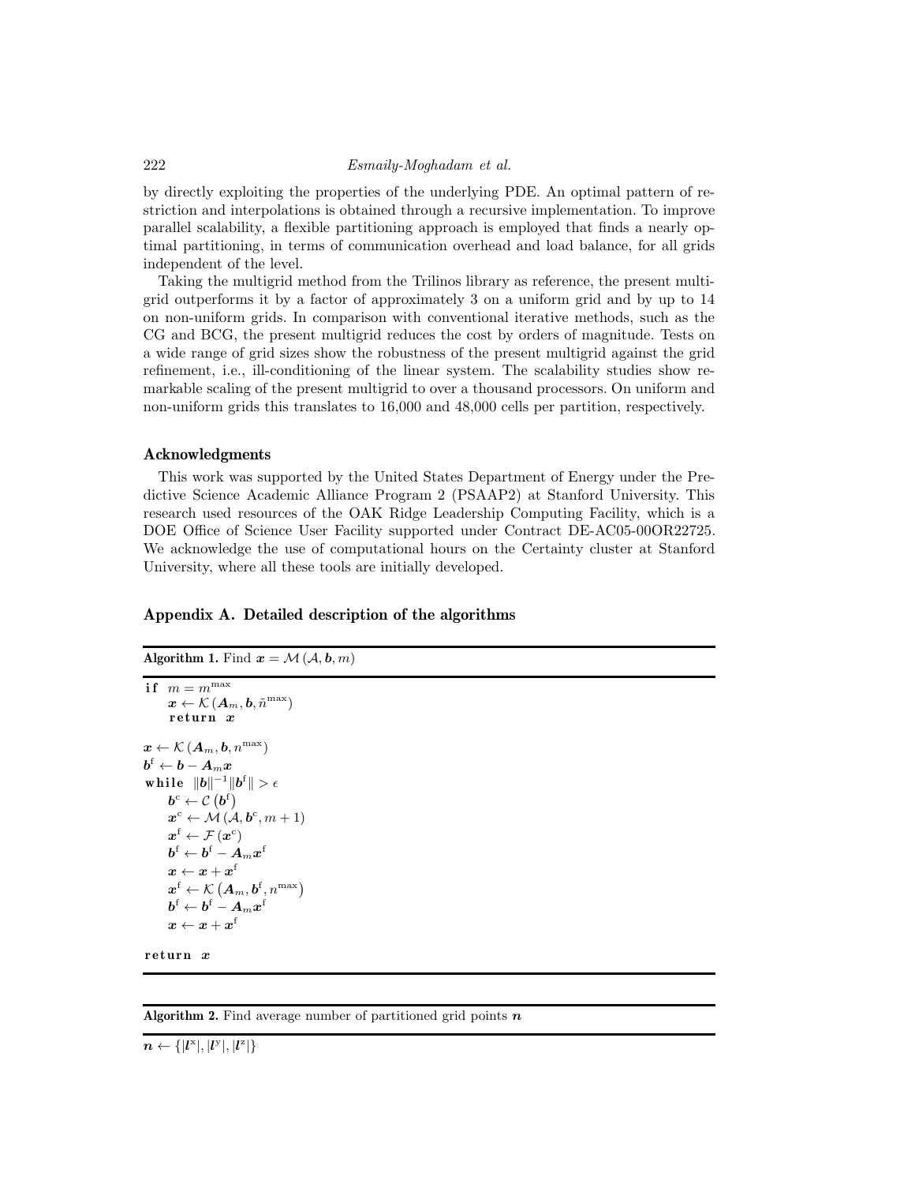by directly exploiting the properties of the underlying PDE. An optimal pattern of restriction and interpolations is obtained through a recursive implementation. To improve parallel scalability, a flexible partitioning approach is employed that finds a nearly optimal partitioning, in terms of communication overhead and load balance, for all grids independent of the level.

Taking the multigrid method from the Trilinos library as reference, the present multigrid outperforms it by a factor of approximately 3 on a uniform grid and by up to 14 on non-uniform grids. In comparison with conventional iterative methods, such as the CG and BCG, the present multigrid reduces the cost by orders of magnitude. Tests on a wide range of grid sizes show the robustness of the present multigrid against the grid refinement, i.e., ill-conditioning of the linear system. The scalability studies show remarkable scaling of the present multigrid to over a thousand processors. On uniform and non-uniform grids this translates to 16,000 and 48,000 cells per partition, respectively.

### Acknowledgments

This work was supported by the United States Department of Energy under the Predictive Science Academic Alliance Program 2 (PSAAP2) at Stanford University. This research used resources of the OAK Ridge Leadership Computing Facility, which is a DOE Office of Science User Facility supported under Contract DE-AC05-00OR22725. We acknowledge the use of computational hours on the Certainty cluster at Stanford University, where all these tools are initially developed.

## Appendix A. Detailed description of the algorithms

**Algorithm 1.** Find $\boldsymbol{x} = \mathcal{M}(\mathcal{A}, \boldsymbol{b}, m)$

```
if  m = m^max
    x ← K(A_m, b, ñ^max)
    return  x

x ← K(A_m, b, n^max)
b^f ← b − A_m x
while  ‖b‖^{-1} ‖b^f‖ > ϵ
    b^c ← C(b^f)
    x^c ← M(A, b^c, m + 1)
    x^f ← F(x^c)
    b^f ← b^f − A_m x^f
    x ← x + x^f
    x^f ← K(A_m, b^f, n^max)
    b^f ← b^f − A_m x^f
    x ← x + x^f

return  x
```

**Algorithm 2.** Find average number of partitioned grid points $\boldsymbol{n}$

$\boldsymbol{n} \leftarrow \{|\boldsymbol{l}^{\mathrm{x}}|, |\boldsymbol{l}^{\mathrm{y}}|, |\boldsymbol{l}^{\mathrm{z}}|\}$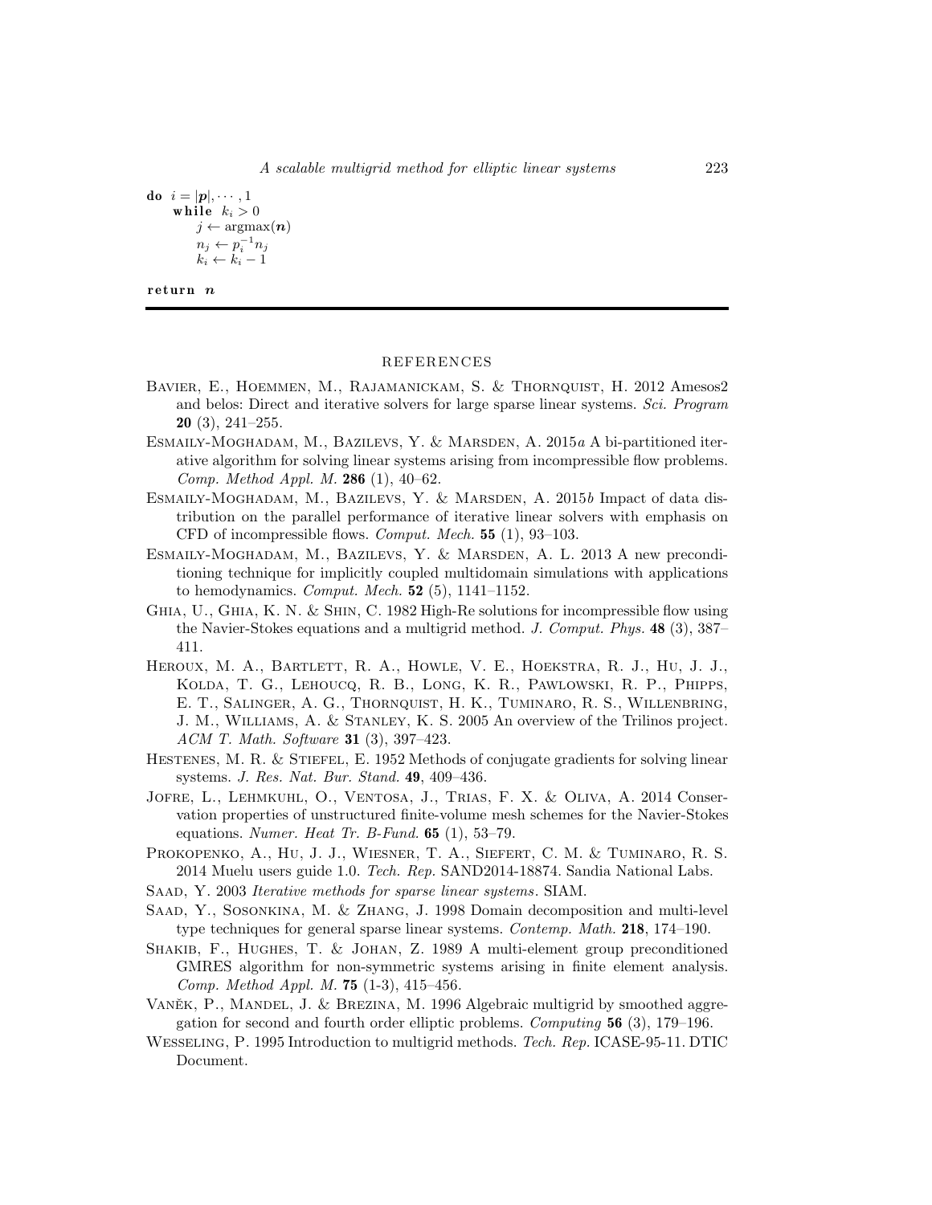```
do  i = |p|, ··· , 1
    while  k_i > 0
        j ← argmax(n)
        n_j ← p_i^{-1} n_j
        k_i ← k_i − 1

return  n
```

## REFERENCES

Bavier, E., Hoemmen, M., Rajamanickam, S. & Thornquist, H. 2012 Amesos2 and belos: Direct and iterative solvers for large sparse linear systems. *Sci. Program* **20** (3), 241–255.

Esmaily-Moghadam, M., Bazilevs, Y. & Marsden, A. 2015*a* A bi-partitioned iterative algorithm for solving linear systems arising from incompressible flow problems. *Comp. Method Appl. M.* **286** (1), 40–62.

Esmaily-Moghadam, M., Bazilevs, Y. & Marsden, A. 2015*b* Impact of data distribution on the parallel performance of iterative linear solvers with emphasis on CFD of incompressible flows. *Comput. Mech.* **55** (1), 93–103.

Esmaily-Moghadam, M., Bazilevs, Y. & Marsden, A. L. 2013 A new preconditioning technique for implicitly coupled multidomain simulations with applications to hemodynamics. *Comput. Mech.* **52** (5), 1141–1152.

Ghia, U., Ghia, K. N. & Shin, C. 1982 High-Re solutions for incompressible flow using the Navier-Stokes equations and a multigrid method. *J. Comput. Phys.* **48** (3), 387–411.

Heroux, M. A., Bartlett, R. A., Howle, V. E., Hoekstra, R. J., Hu, J. J., Kolda, T. G., Lehoucq, R. B., Long, K. R., Pawlowski, R. P., Phipps, E. T., Salinger, A. G., Thornquist, H. K., Tuminaro, R. S., Willenbring, J. M., Williams, A. & Stanley, K. S. 2005 An overview of the Trilinos project. *ACM T. Math. Software* **31** (3), 397–423.

Hestenes, M. R. & Stiefel, E. 1952 Methods of conjugate gradients for solving linear systems. *J. Res. Nat. Bur. Stand.* **49**, 409–436.

Jofre, L., Lehmkuhl, O., Ventosa, J., Trias, F. X. & Oliva, A. 2014 Conservation properties of unstructured finite-volume mesh schemes for the Navier-Stokes equations. *Numer. Heat Tr. B-Fund.* **65** (1), 53–79.

Prokopenko, A., Hu, J. J., Wiesner, T. A., Siefert, C. M. & Tuminaro, R. S. 2014 Muelu users guide 1.0. *Tech. Rep.* SAND2014-18874. Sandia National Labs.

Saad, Y. 2003 *Iterative methods for sparse linear systems*. SIAM.

Saad, Y., Sosonkina, M. & Zhang, J. 1998 Domain decomposition and multi-level type techniques for general sparse linear systems. *Contemp. Math.* **218**, 174–190.

Shakib, F., Hughes, T. & Johan, Z. 1989 A multi-element group preconditioned GMRES algorithm for non-symmetric systems arising in finite element analysis. *Comp. Method Appl. M.* **75** (1-3), 415–456.

Vaněk, P., Mandel, J. & Brezina, M. 1996 Algebraic multigrid by smoothed aggregation for second and fourth order elliptic problems. *Computing* **56** (3), 179–196.

Wesseling, P. 1995 Introduction to multigrid methods. *Tech. Rep.* ICASE-95-11. DTIC Document.